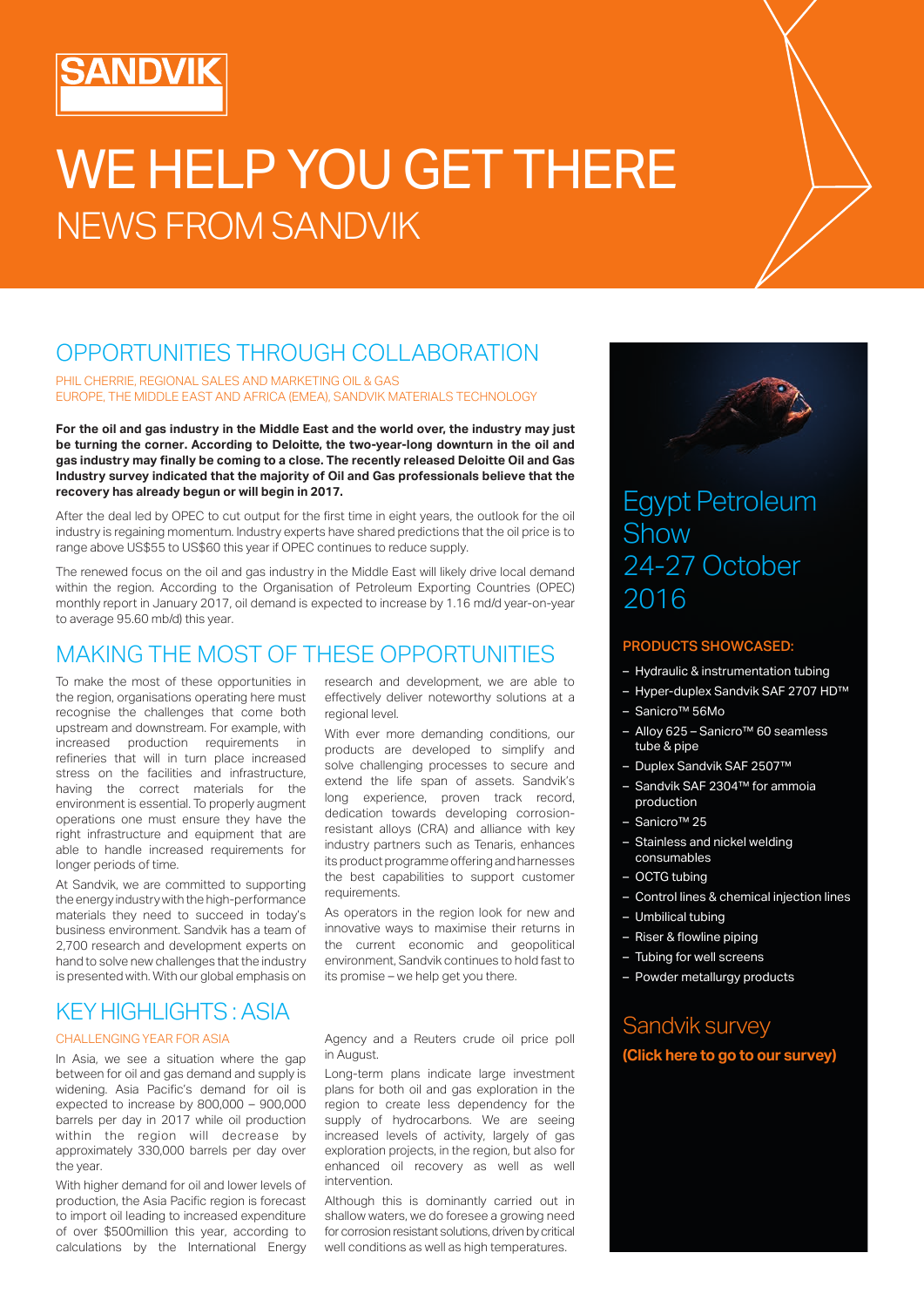SANDVIK

# WE HELP YOU GET THERE

NEWS FROM SANDVIK

## OPPORTUNITIES THROUGH COLLABORATION

PHIL CHERRIE, REGIONAL SALES AND MARKETING OIL & GAS
EUROPE, THE MIDDLE EAST AND AFRICA (EMEA), SANDVIK MATERIALS TECHNOLOGY

**For the oil and gas industry in the Middle East and the world over, the industry may just be turning the corner. According to Deloitte, the two-year-long downturn in the oil and gas industry may finally be coming to a close. The recently released Deloitte Oil and Gas Industry survey indicated that the majority of Oil and Gas professionals believe that the recovery has already begun or will begin in 2017.**

After the deal led by OPEC to cut output for the first time in eight years, the outlook for the oil industry is regaining momentum. Industry experts have shared predictions that the oil price is to range above US$55 to US$60 this year if OPEC continues to reduce supply.

The renewed focus on the oil and gas industry in the Middle East will likely drive local demand within the region. According to the Organisation of Petroleum Exporting Countries (OPEC) monthly report in January 2017, oil demand is expected to increase by 1.16 md/d year-on-year to average 95.60 mb/d) this year.

## MAKING THE MOST OF THESE OPPORTUNITIES

To make the most of these opportunities in the region, organisations operating here must recognise the challenges that come both upstream and downstream. For example, with increased production requirements in refineries that will in turn place increased stress on the facilities and infrastructure, having the correct materials for the environment is essential. To properly augment operations one must ensure they have the right infrastructure and equipment that are able to handle increased requirements for longer periods of time.

At Sandvik, we are committed to supporting the energy industry with the high-performance materials they need to succeed in today's business environment. Sandvik has a team of 2,700 research and development experts on hand to solve new challenges that the industry is presented with. With our global emphasis on research and development, we are able to effectively deliver noteworthy solutions at a regional level.

With ever more demanding conditions, our products are developed to simplify and solve challenging processes to secure and extend the life span of assets. Sandvik's long experience, proven track record, dedication towards developing corrosion-resistant alloys (CRA) and alliance with key industry partners such as Tenaris, enhances its product programme offering and harnesses the best capabilities to support customer requirements.

As operators in the region look for new and innovative ways to maximise their returns in the current economic and geopolitical environment, Sandvik continues to hold fast to its promise – we help get you there.

## KEY HIGHLIGHTS : ASIA

CHALLENGING YEAR FOR ASIA

In Asia, we see a situation where the gap between for oil and gas demand and supply is widening. Asia Pacific's demand for oil is expected to increase by 800,000 – 900,000 barrels per day in 2017 while oil production within the region will decrease by approximately 330,000 barrels per day over the year.

With higher demand for oil and lower levels of production, the Asia Pacific region is forecast to import oil leading to increased expenditure of over $500million this year, according to calculations by the International Energy Agency and a Reuters crude oil price poll in August.

Long-term plans indicate large investment plans for both oil and gas exploration in the region to create less dependency for the supply of hydrocarbons. We are seeing increased levels of activity, largely of gas exploration projects, in the region, but also for enhanced oil recovery as well as well intervention.

Although this is dominantly carried out in shallow waters, we do foresee a growing need for corrosion resistant solutions, driven by critical well conditions as well as high temperatures.

## Egypt Petroleum Show 24-27 October 2016

**PRODUCTS SHOWCASED:**

- Hydraulic & instrumentation tubing
- Hyper-duplex Sandvik SAF 2707 HD™
- Sanicro™ 56Mo
- Alloy 625 – Sanicro™ 60 seamless tube & pipe
- Duplex Sandvik SAF 2507™
- Sandvik SAF 2304™ for ammoia production
- Sanicro™ 25
- Stainless and nickel welding consumables
- OCTG tubing
- Control lines & chemical injection lines
- Umbilical tubing
- Riser & flowline piping
- Tubing for well screens
- Powder metallurgy products

## Sandvik survey

**(Click here to go to our survey)**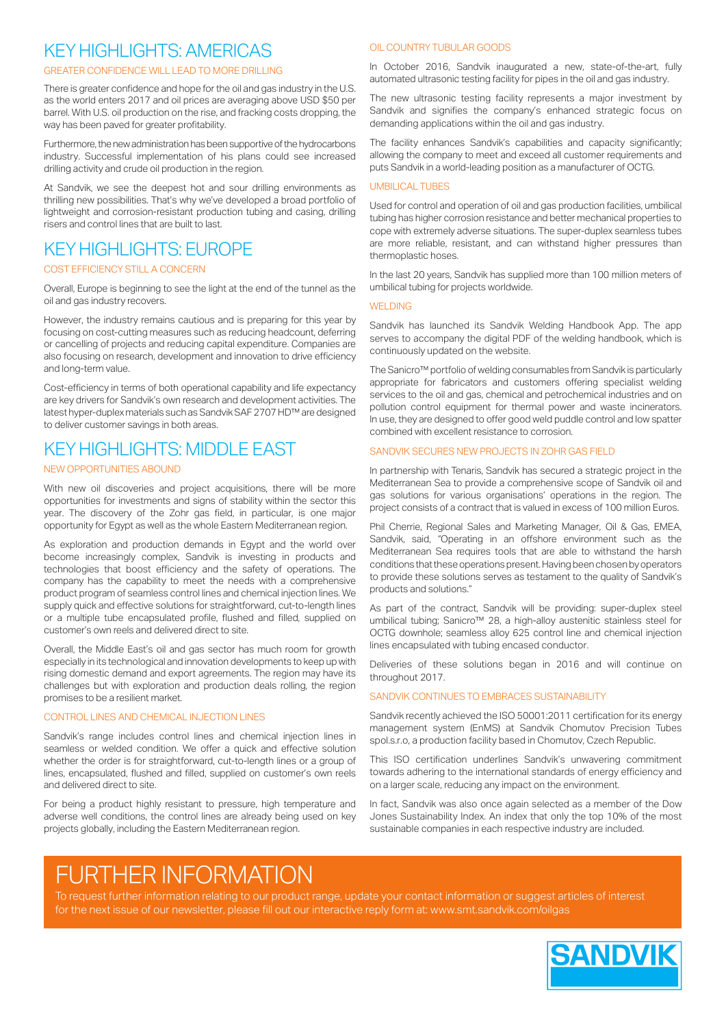# KEY HIGHLIGHTS: AMERICAS

## GREATER CONFIDENCE WILL LEAD TO MORE DRILLING

There is greater confidence and hope for the oil and gas industry in the U.S. as the world enters 2017 and oil prices are averaging above USD $50 per barrel. With U.S. oil production on the rise, and fracking costs dropping, the way has been paved for greater profitability.

Furthermore, the new administration has been supportive of the hydrocarbons industry. Successful implementation of his plans could see increased drilling activity and crude oil production in the region.

At Sandvik, we see the deepest hot and sour drilling environments as thrilling new possibilities. That's why we've developed a broad portfolio of lightweight and corrosion-resistant production tubing and casing, drilling risers and control lines that are built to last.

# KEY HIGHLIGHTS: EUROPE

## COST EFFICIENCY STILL A CONCERN

Overall, Europe is beginning to see the light at the end of the tunnel as the oil and gas industry recovers.

However, the industry remains cautious and is preparing for this year by focusing on cost-cutting measures such as reducing headcount, deferring or cancelling of projects and reducing capital expenditure. Companies are also focusing on research, development and innovation to drive efficiency and long-term value.

Cost-efficiency in terms of both operational capability and life expectancy are key drivers for Sandvik's own research and development activities. The latest hyper-duplex materials such as Sandvik SAF 2707 HD™ are designed to deliver customer savings in both areas.

# KEY HIGHLIGHTS: MIDDLE EAST

## NEW OPPORTUNITIES ABOUND

With new oil discoveries and project acquisitions, there will be more opportunities for investments and signs of stability within the sector this year. The discovery of the Zohr gas field, in particular, is one major opportunity for Egypt as well as the whole Eastern Mediterranean region.

As exploration and production demands in Egypt and the world over become increasingly complex, Sandvik is investing in products and technologies that boost efficiency and the safety of operations. The company has the capability to meet the needs with a comprehensive product program of seamless control lines and chemical injection lines. We supply quick and effective solutions for straightforward, cut-to-length lines or a multiple tube encapsulated profile, flushed and filled, supplied on customer's own reels and delivered direct to site.

Overall, the Middle East's oil and gas sector has much room for growth especially in its technological and innovation developments to keep up with rising domestic demand and export agreements. The region may have its challenges but with exploration and production deals rolling, the region promises to be a resilient market.

## CONTROL LINES AND CHEMICAL INJECTION LINES

Sandvik's range includes control lines and chemical injection lines in seamless or welded condition. We offer a quick and effective solution whether the order is for straightforward, cut-to-length lines or a group of lines, encapsulated, flushed and filled, supplied on customer's own reels and delivered direct to site.

For being a product highly resistant to pressure, high temperature and adverse well conditions, the control lines are already being used on key projects globally, including the Eastern Mediterranean region.

## OIL COUNTRY TUBULAR GOODS

In October 2016, Sandvik inaugurated a new, state-of-the-art, fully automated ultrasonic testing facility for pipes in the oil and gas industry.

The new ultrasonic testing facility represents a major investment by Sandvik and signifies the company's enhanced strategic focus on demanding applications within the oil and gas industry.

The facility enhances Sandvik's capabilities and capacity significantly; allowing the company to meet and exceed all customer requirements and puts Sandvik in a world-leading position as a manufacturer of OCTG.

## UMBILICAL TUBES

Used for control and operation of oil and gas production facilities, umbilical tubing has higher corrosion resistance and better mechanical properties to cope with extremely adverse situations. The super-duplex seamless tubes are more reliable, resistant, and can withstand higher pressures than thermoplastic hoses.

In the last 20 years, Sandvik has supplied more than 100 million meters of umbilical tubing for projects worldwide.

## WELDING

Sandvik has launched its Sandvik Welding Handbook App. The app serves to accompany the digital PDF of the welding handbook, which is continuously updated on the website.

The Sanicro™ portfolio of welding consumables from Sandvik is particularly appropriate for fabricators and customers offering specialist welding services to the oil and gas, chemical and petrochemical industries and on pollution control equipment for thermal power and waste incinerators. In use, they are designed to offer good weld puddle control and low spatter combined with excellent resistance to corrosion.

## SANDVIK SECURES NEW PROJECTS IN ZOHR GAS FIELD

In partnership with Tenaris, Sandvik has secured a strategic project in the Mediterranean Sea to provide a comprehensive scope of Sandvik oil and gas solutions for various organisations' operations in the region. The project consists of a contract that is valued in excess of 100 million Euros.

Phil Cherrie, Regional Sales and Marketing Manager, Oil & Gas, EMEA, Sandvik, said, "Operating in an offshore environment such as the Mediterranean Sea requires tools that are able to withstand the harsh conditions that these operations present. Having been chosen by operators to provide these solutions serves as testament to the quality of Sandvik's products and solutions."

As part of the contract, Sandvik will be providing: super-duplex steel umbilical tubing; Sanicro™ 28, a high-alloy austenitic stainless steel for OCTG downhole; seamless alloy 625 control line and chemical injection lines encapsulated with tubing encased conductor.

Deliveries of these solutions began in 2016 and will continue on throughout 2017.

## SANDVIK CONTINUES TO EMBRACES SUSTAINABILITY

Sandvik recently achieved the ISO 50001:2011 certification for its energy management system (EnMS) at Sandvik Chomutov Precision Tubes spol.s.r.o, a production facility based in Chomutov, Czech Republic.

This ISO certification underlines Sandvik's unwavering commitment towards adhering to the international standards of energy efficiency and on a larger scale, reducing any impact on the environment.

In fact, Sandvik was also once again selected as a member of the Dow Jones Sustainability Index. An index that only the top 10% of the most sustainable companies in each respective industry are included.

# FURTHER INFORMATION

To request further information relating to our product range, update your contact information or suggest articles of interest for the next issue of our newsletter, please fill out our interactive reply form at: www.smt.sandvik.com/oilgas

SANDVIK